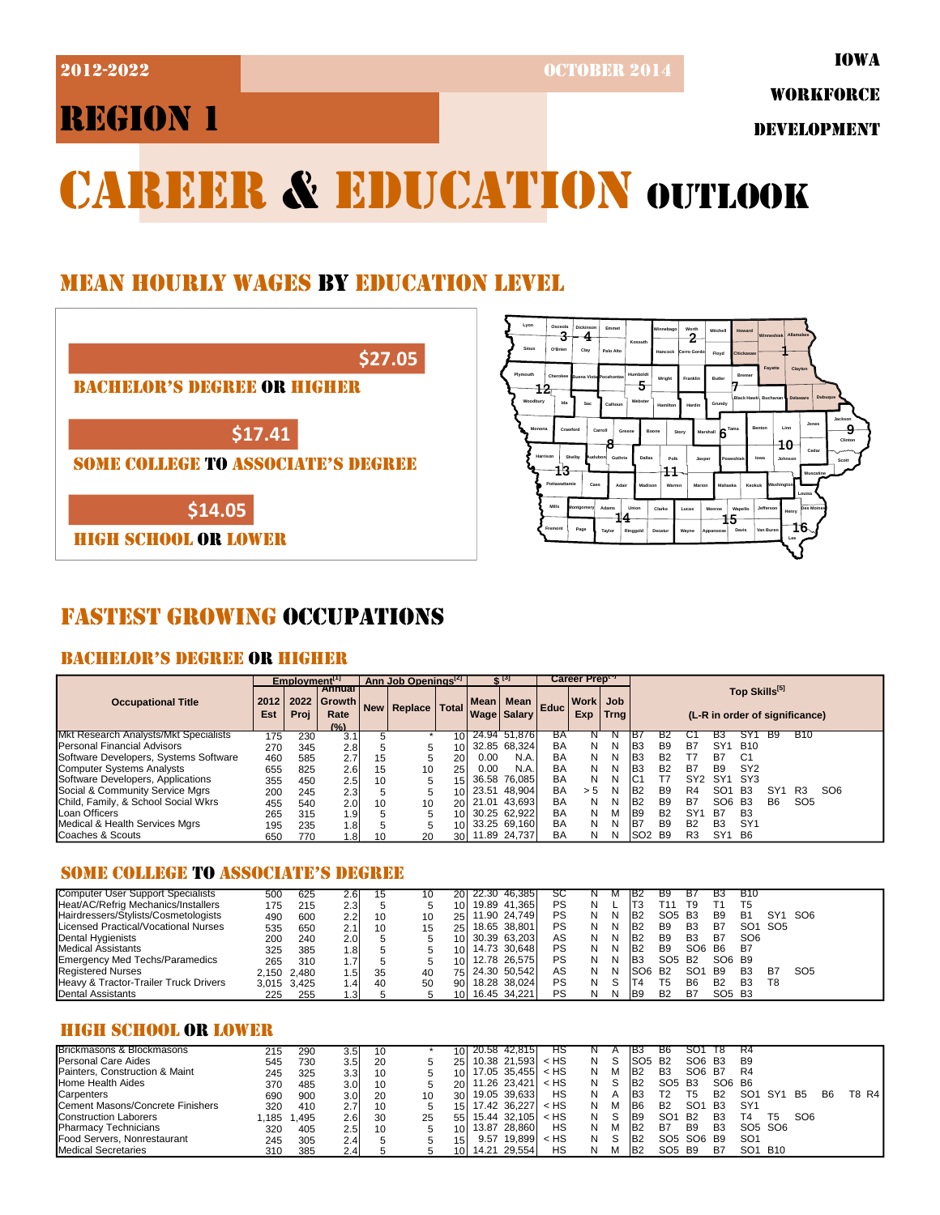2012-2022 OCTOBER 2014

IOWA WORKFORCE DEVELOPMENT

# REGION 1

# CAREER & EDUCATION OUTLOOK

## MEAN HOURLY WAGES BY EDUCATION LEVEL

**$27.05**
BACHELOR'S DEGREE OR HIGHER

**$17.41**
SOME COLLEGE TO ASSOCIATE'S DEGREE

**$14.05**
HIGH SCHOOL OR LOWER

## FASTEST GROWING OCCUPATIONS

### BACHELOR'S DEGREE OR HIGHER

| Occupational Title | Employment[1] | | | Ann Job Openings[2] | | | $ [3] | | | Career Prep[4] | | Top Skills[5] |
|---|---|---|---|---|---|---|---|---|---|---|---|---|
| | 2012 Est | 2022 Proj | Annual Growth Rate (%) | New | Replace | Total | Mean Wage | Mean Salary | Educ | Work Exp | Job Trng | (L-R in order of significance) |
| Mkt Research Analysts/Mkt Specialists | 175 | 230 | 3.1 | 5 | * | 10 | 24.94 | 51,876 | BA | N | N | B7 B2 C1 B3 SY1 B9 B10 |
| Personal Financial Advisors | 270 | 345 | 2.8 | 5 | 5 | 10 | 32.85 | 68,324 | BA | N | N | B3 B9 B7 SY1 B10 |
| Software Developers, Systems Software | 460 | 585 | 2.7 | 15 | 5 | 20 | 0.00 | N.A. | BA | N | N | B3 B2 T7 B7 C1 |
| Computer Systems Analysts | 655 | 825 | 2.6 | 15 | 10 | 25 | 0.00 | N.A. | BA | N | N | B3 B2 B7 B9 SY2 |
| Software Developers, Applications | 355 | 450 | 2.5 | 10 | 5 | 15 | 36.58 | 76,085 | BA | N | N | C1 T7 SY2 SY1 SY3 |
| Social & Community Service Mgrs | 200 | 245 | 2.3 | 5 | 5 | 10 | 23.51 | 48,904 | BA | > 5 | N | B2 B9 R4 SO1 B3 SY1 R3 SO6 |
| Child, Family, & School Social Wkrs | 455 | 540 | 2.0 | 10 | 10 | 20 | 21.01 | 43,693 | BA | N | N | B2 B9 B7 SO6 B3 B6 SO5 |
| Loan Officers | 265 | 315 | 1.9 | 5 | 5 | 10 | 30.25 | 62,922 | BA | N | M | B9 B2 SY1 B7 B3 |
| Medical & Health Services Mgrs | 195 | 235 | 1.8 | 5 | 5 | 10 | 33.25 | 69,160 | BA | N | N | B7 B9 B2 B3 SY1 |
| Coaches & Scouts | 650 | 770 | 1.8 | 10 | 20 | 30 | 11.89 | 24,737 | BA | N | N | SO2 B9 R3 SY1 B6 |

### SOME COLLEGE TO ASSOCIATE'S DEGREE

| Occupational Title | 2012 Est | 2022 Proj | Annual Growth Rate (%) | New | Replace | Total | Mean Wage | Mean Salary | Educ | Work Exp | Job Trng | Top Skills |
|---|---|---|---|---|---|---|---|---|---|---|---|---|
| Computer User Support Specialists | 500 | 625 | 2.6 | 15 | 10 | 20 | 22.30 | 46,385 | SC | N | M | B2 B9 B7 B3 B10 |
| Heat/AC/Refrig Mechanics/Installers | 175 | 215 | 2.3 | 5 | 5 | 10 | 19.89 | 41,365 | PS | N | L | T3 T11 T9 T1 T5 |
| Hairdressers/Stylists/Cosmetologists | 490 | 600 | 2.2 | 10 | 10 | 25 | 11.90 | 24,749 | PS | N | N | B2 SO5 B3 B9 B1 SY1 SO6 |
| Licensed Practical/Vocational Nurses | 535 | 650 | 2.1 | 10 | 15 | 25 | 18.65 | 38,801 | PS | N | N | B2 B9 B3 B7 SO1 SO5 |
| Dental Hygienists | 200 | 240 | 2.0 | 5 | 5 | 10 | 30.39 | 63,203 | AS | N | N | B2 B9 B3 B7 SO6 |
| Medical Assistants | 325 | 385 | 1.8 | 5 | 5 | 10 | 14.73 | 30,648 | PS | N | N | B2 B9 SO6 B6 B7 |
| Emergency Med Techs/Paramedics | 265 | 310 | 1.7 | 5 | 5 | 10 | 12.78 | 26,575 | PS | N | N | B3 SO5 B2 SO6 B9 |
| Registered Nurses | 2,150 | 2,480 | 1.5 | 35 | 40 | 75 | 24.30 | 50,542 | AS | N | N | SO6 B2 SO1 B9 B3 B7 SO5 |
| Heavy & Tractor-Trailer Truck Drivers | 3,015 | 3,425 | 1.4 | 40 | 50 | 90 | 18.28 | 38,024 | PS | N | S | T4 T5 B6 B2 B3 T8 |
| Dental Assistants | 225 | 255 | 1.3 | 5 | 5 | 10 | 16.45 | 34,221 | PS | N | N | B9 B2 B7 SO5 B3 |

### HIGH SCHOOL OR LOWER

| Occupational Title | 2012 Est | 2022 Proj | Annual Growth Rate (%) | New | Replace | Total | Mean Wage | Mean Salary | Educ | Work Exp | Job Trng | Top Skills |
|---|---|---|---|---|---|---|---|---|---|---|---|---|
| Brickmasons & Blockmasons | 215 | 290 | 3.5 | 10 | * | 10 | 20.58 | 42,815 | HS | N | A | B3 B6 SO1 T8 R4 |
| Personal Care Aides | 545 | 730 | 3.5 | 20 | 5 | 25 | 10.38 | 21,593 | < HS | N | S | SO5 B2 SO6 B3 B9 |
| Painters, Construction & Maint | 245 | 325 | 3.3 | 10 | 5 | 10 | 17.05 | 35,455 | < HS | N | M | B2 B3 SO6 B7 R4 |
| Home Health Aides | 370 | 485 | 3.0 | 10 | 5 | 20 | 11.26 | 23,421 | < HS | N | S | B2 SO5 B3 SO6 B6 |
| Carpenters | 690 | 900 | 3.0 | 20 | 10 | 30 | 19.05 | 39,633 | HS | N | A | B3 T2 T5 B2 SO1 SY1 B5 B6 T8 R4 |
| Cement Masons/Concrete Finishers | 320 | 410 | 2.7 | 10 | 5 | 15 | 17.42 | 36,227 | < HS | N | M | B6 B2 SO1 B3 SY1 |
| Construction Laborers | 1,185 | 1,495 | 2.6 | 30 | 25 | 55 | 15.44 | 32,105 | < HS | N | S | B9 SO1 B2 B3 T4 T5 SO6 |
| Pharmacy Technicians | 320 | 405 | 2.5 | 10 | 5 | 10 | 13.87 | 28,860 | HS | N | M | B2 B7 B9 B3 SO5 SO6 |
| Food Servers, Nonrestaurant | 245 | 305 | 2.4 | 5 | 5 | 15 | 9.57 | 19,899 | < HS | N | S | B2 SO5 SO6 B9 SO1 |
| Medical Secretaries | 310 | 385 | 2.4 | 5 | 5 | 10 | 14.21 | 29,554 | HS | N | M | B2 SO5 B9 B7 SO1 B10 |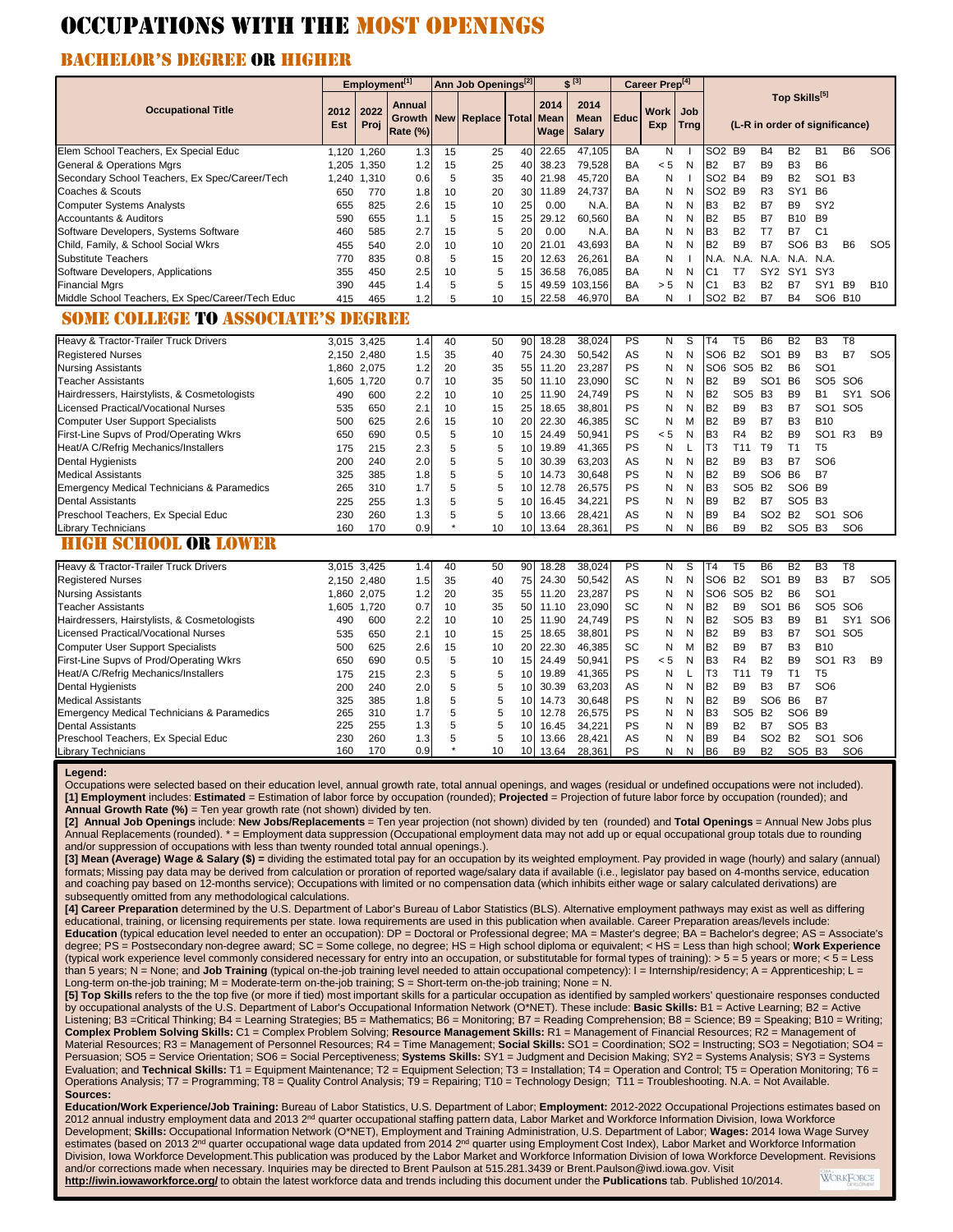# OCCUPATIONS WITH THE MOST OPENINGS

## BACHELOR'S DEGREE OR HIGHER

| Occupational Title | Employment[1] | | | Ann Job Openings[2] | | | $ [3] | | Career Prep[4] | | | Top Skills[5] (L-R in order of significance) | | | | | | |
|---|---|---|---|---|---|---|---|---|---|---|---|---|---|---|---|---|---|---|
| | 2012 Est | 2022 Proj | Annual Growth Rate (%) | New | Replace | Total | 2014 Mean Wage | 2014 Mean Salary | Educ | Work Exp | Job Trng | | | | | | | |
| Elem School Teachers, Ex Special Educ | 1,120 | 1,260 | 1.3 | 15 | 25 | 40 | 22.65 | 47,105 | BA | N | I | SO2 | B9 | B4 | B2 | B1 | B6 | SO6 |
| General & Operations Mgrs | 1,205 | 1,350 | 1.2 | 15 | 25 | 40 | 38.23 | 79,528 | BA | < 5 | N | B2 | B7 | B9 | B3 | B6 | | |
| Secondary School Teachers, Ex Spec/Career/Tech | 1,240 | 1,310 | 0.6 | 5 | 35 | 40 | 21.98 | 45,720 | BA | N | I | SO2 | B4 | B9 | B2 | SO1 | B3 | |
| Coaches & Scouts | 650 | 770 | 1.8 | 10 | 20 | 30 | 11.89 | 24,737 | BA | N | N | SO2 | B9 | R3 | SY1 | B6 | | |
| Computer Systems Analysts | 655 | 825 | 2.6 | 15 | 10 | 25 | 0.00 | N.A. | BA | N | N | B3 | B2 | B7 | B9 | SY2 | | |
| Accountants & Auditors | 590 | 655 | 1.1 | 5 | 15 | 25 | 29.12 | 60,560 | BA | N | N | B2 | B5 | B7 | B10 | B9 | | |
| Software Developers, Systems Software | 460 | 585 | 2.7 | 15 | 5 | 20 | 0.00 | N.A. | BA | N | N | B3 | B2 | T7 | B7 | C1 | | |
| Child, Family, & School Social Wkrs | 455 | 540 | 2.0 | 10 | 10 | 20 | 21.01 | 43,693 | BA | N | N | B2 | B9 | B7 | SO6 | B3 | B6 | SO5 |
| Substitute Teachers | 770 | 835 | 0.8 | 5 | 15 | 20 | 12.63 | 26,261 | BA | N | I | N.A. | N.A. | N.A. | N.A. | N.A. | | |
| Software Developers, Applications | 355 | 450 | 2.5 | 10 | 5 | 15 | 36.58 | 76,085 | BA | N | N | C1 | T7 | SY2 | SY1 | SY3 | | |
| Financial Mgrs | 390 | 445 | 1.4 | 5 | 5 | 15 | 49.59 | 103,156 | BA | > 5 | N | C1 | B3 | B2 | B7 | SY1 | B9 | B10 |
| Middle School Teachers, Ex Spec/Career/Tech Educ | 415 | 465 | 1.2 | 5 | 10 | 15 | 22.58 | 46,970 | BA | N | I | SO2 | B2 | B7 | B4 | SO6 | B10 | |

## SOME COLLEGE TO ASSOCIATE'S DEGREE

| Occupational Title | 2012 Est | 2022 Proj | Annual Growth Rate (%) | New | Replace | Total | 2014 Mean Wage | 2014 Mean Salary | Educ | Work Exp | Job Trng | | | | | | | |
|---|---|---|---|---|---|---|---|---|---|---|---|---|---|---|---|---|---|---|
| Heavy & Tractor-Trailer Truck Drivers | 3,015 | 3,425 | 1.4 | 40 | 50 | 90 | 18.28 | 38,024 | PS | N | S | T4 | T5 | B6 | B2 | B3 | T8 | |
| Registered Nurses | 2,150 | 2,480 | 1.5 | 35 | 40 | 75 | 24.30 | 50,542 | AS | N | N | SO6 | B2 | SO1 | B9 | B3 | B7 | SO5 |
| Nursing Assistants | 1,860 | 2,075 | 1.2 | 20 | 35 | 55 | 11.20 | 23,287 | PS | N | N | SO6 | SO5 | B2 | B6 | SO1 | | |
| Teacher Assistants | 1,605 | 1,720 | 0.7 | 10 | 35 | 50 | 11.10 | 23,090 | SC | N | N | B2 | B9 | SO1 | B6 | SO5 | SO6 | |
| Hairdressers, Hairstylists, & Cosmetologists | 490 | 600 | 2.2 | 10 | 10 | 25 | 11.90 | 24,749 | PS | N | N | B2 | SO5 | B3 | B9 | B1 | SY1 | SO6 |
| Licensed Practical/Vocational Nurses | 535 | 650 | 2.1 | 10 | 15 | 25 | 18.65 | 38,801 | PS | N | N | B2 | B9 | B3 | B7 | SO1 | SO5 | |
| Computer User Support Specialists | 500 | 625 | 2.6 | 15 | 10 | 20 | 22.30 | 46,385 | SC | N | M | B2 | B9 | B7 | B3 | B10 | | |
| First-Line Supvs of Prod/Operating Wkrs | 650 | 690 | 0.5 | 5 | 10 | 15 | 24.49 | 50,941 | PS | < 5 | N | B3 | R4 | B2 | B9 | SO1 | R3 | B9 |
| Heat/A C/Refrig Mechanics/Installers | 175 | 215 | 2.3 | 5 | 5 | 10 | 19.89 | 41,365 | PS | N | L | T3 | T11 | T9 | T1 | T5 | | |
| Dental Hygienists | 200 | 240 | 2.0 | 5 | 5 | 10 | 30.39 | 63,203 | AS | N | N | B2 | B9 | B3 | B7 | SO6 | | |
| Medical Assistants | 325 | 385 | 1.8 | 5 | 5 | 10 | 14.73 | 30,648 | PS | N | N | B2 | B9 | SO6 | B6 | B7 | | |
| Emergency Medical Technicians & Paramedics | 265 | 310 | 1.7 | 5 | 5 | 10 | 12.78 | 26,575 | PS | N | N | B3 | SO5 | B2 | SO6 | B9 | | |
| Dental Assistants | 225 | 255 | 1.3 | 5 | 5 | 10 | 16.45 | 34,221 | PS | N | N | B9 | B2 | B7 | SO5 | B3 | | |
| Preschool Teachers, Ex Special Educ | 230 | 260 | 1.3 | 5 | 5 | 10 | 13.66 | 28,421 | AS | N | N | B9 | B4 | SO2 | B2 | SO1 | SO6 | |
| Library Technicians | 160 | 170 | 0.9 | * | 10 | 10 | 13.64 | 28,361 | PS | N | N | B6 | B9 | B2 | SO5 | B3 | SO6 | |

## HIGH SCHOOL OR LOWER

| Occupational Title | 2012 Est | 2022 Proj | Annual Growth Rate (%) | New | Replace | Total | 2014 Mean Wage | 2014 Mean Salary | Educ | Work Exp | Job Trng | | | | | | | |
|---|---|---|---|---|---|---|---|---|---|---|---|---|---|---|---|---|---|---|
| Heavy & Tractor-Trailer Truck Drivers | 3,015 | 3,425 | 1.4 | 40 | 50 | 90 | 18.28 | 38,024 | PS | N | S | T4 | T5 | B6 | B2 | B3 | T8 | |
| Registered Nurses | 2,150 | 2,480 | 1.5 | 35 | 40 | 75 | 24.30 | 50,542 | AS | N | N | SO6 | B2 | SO1 | B9 | B3 | B7 | SO5 |
| Nursing Assistants | 1,860 | 2,075 | 1.2 | 20 | 35 | 55 | 11.20 | 23,287 | PS | N | N | SO6 | SO5 | B2 | B6 | SO1 | | |
| Teacher Assistants | 1,605 | 1,720 | 0.7 | 10 | 35 | 50 | 11.10 | 23,090 | SC | N | N | B2 | B9 | SO1 | B6 | SO5 | SO6 | |
| Hairdressers, Hairstylists, & Cosmetologists | 490 | 600 | 2.2 | 10 | 10 | 25 | 11.90 | 24,749 | PS | N | N | B2 | SO5 | B3 | B9 | B1 | SY1 | SO6 |
| Licensed Practical/Vocational Nurses | 535 | 650 | 2.1 | 10 | 15 | 25 | 18.65 | 38,801 | PS | N | N | B2 | B9 | B3 | B7 | SO1 | SO5 | |
| Computer User Support Specialists | 500 | 625 | 2.6 | 15 | 10 | 20 | 22.30 | 46,385 | SC | N | M | B2 | B9 | B7 | B3 | B10 | | |
| First-Line Supvs of Prod/Operating Wkrs | 650 | 690 | 0.5 | 5 | 10 | 15 | 24.49 | 50,941 | PS | < 5 | N | B3 | R4 | B2 | B9 | SO1 | R3 | B9 |
| Heat/A C/Refrig Mechanics/Installers | 175 | 215 | 2.3 | 5 | 5 | 10 | 19.89 | 41,365 | PS | N | L | T3 | T11 | T9 | T1 | T5 | | |
| Dental Hygienists | 200 | 240 | 2.0 | 5 | 5 | 10 | 30.39 | 63,203 | AS | N | N | B2 | B9 | B3 | B7 | SO6 | | |
| Medical Assistants | 325 | 385 | 1.8 | 5 | 5 | 10 | 14.73 | 30,648 | PS | N | N | B2 | B9 | SO6 | B6 | B7 | | |
| Emergency Medical Technicians & Paramedics | 265 | 310 | 1.7 | 5 | 5 | 10 | 12.78 | 26,575 | PS | N | N | B3 | SO5 | B2 | SO6 | B9 | | |
| Dental Assistants | 225 | 255 | 1.3 | 5 | 5 | 10 | 16.45 | 34,221 | PS | N | N | B9 | B2 | B7 | SO5 | B3 | | |
| Preschool Teachers, Ex Special Educ | 230 | 260 | 1.3 | 5 | 5 | 10 | 13.66 | 28,421 | AS | N | N | B9 | B4 | SO2 | B2 | SO1 | SO6 | |
| Library Technicians | 160 | 170 | 0.9 | * | 10 | 10 | 13.64 | 28,361 | PS | N | N | B6 | B9 | B2 | SO5 | B3 | SO6 | |

**Legend:**

Occupations were selected based on their education level, annual growth rate, total annual openings, and wages (residual or undefined occupations were not included).
**[1] Employment** includes: **Estimated** = Estimation of labor force by occupation (rounded); **Projected** = Projection of future labor force by occupation (rounded); and **Annual Growth Rate (%)** = Ten year growth rate (not shown) divided by ten.
**[2] Annual Job Openings** include: **New Jobs/Replacements** = Ten year projection (not shown) divided by ten (rounded) and **Total Openings** = Annual New Jobs plus Annual Replacements (rounded). * = Employment data suppression (Occupational employment data may not add up or equal occupational group totals due to rounding and/or suppression of occupations with less than twenty rounded total annual openings.).
**[3] Mean (Average) Wage & Salary ($) =** dividing the estimated total pay for an occupation by its weighted employment. Pay provided in wage (hourly) and salary (annual) formats; Missing pay data may be derived from calculation or proration of reported wage/salary data if available (i.e., legislator pay based on 4-months service, education and coaching pay based on 12-months service); Occupations with limited or no compensation data (which inhibits either wage or salary calculated derivations) are subsequently omitted from any methodological calculations.
**[4] Career Preparation** determined by the U.S. Department of Labor's Bureau of Labor Statistics (BLS). Alternative employment pathways may exist as well as differing educational, training, or licensing requirements per state. Iowa requirements are used in this publication when available. Career Preparation areas/levels include: **Education** (typical education level needed to enter an occupation): DP = Doctoral or Professional degree; MA = Master's degree; BA = Bachelor's degree; AS = Associate's degree; PS = Postsecondary non-degree award; SC = Some college, no degree; HS = High school diploma or equivalent; < HS = Less than high school; **Work Experience** (typical work experience level commonly considered necessary for entry into an occupation, or substitutable for formal types of training): > 5 = 5 years or more; < 5 = Less than 5 years; N = None; and **Job Training** (typical on-the-job training level needed to attain occupational competency): I = Internship/residency; A = Apprenticeship; L = Long-term on-the-job training; M = Moderate-term on-the-job training; S = Short-term on-the-job training; None = N.
**[5] Top Skills** refers to the the top five (or more if tied) most important skills for a particular occupation as identified by sampled workers' questionnaire responses conducted by occupational analysts of the U.S. Department of Labor's Occupational Information Network (O*NET). These include: **Basic Skills:** B1 = Active Learning; B2 = Active Listening; B3 =Critical Thinking; B4 = Learning Strategies; B5 = Mathematics; B6 = Monitoring; B7 = Reading Comprehension; B8 = Science; B9 = Speaking; B10 = Writing; **Complex Problem Solving Skills:** C1 = Complex Problem Solving; **Resource Management Skills:** R1 = Management of Financial Resources; R2 = Management of Material Resources; R3 = Management of Personnel Resources; R4 = Time Management; **Social Skills:** SO1 = Coordination; SO2 = Instructing; SO3 = Negotiation; SO4 = Persuasion; SO5 = Service Orientation; SO6 = Social Perceptiveness; **Systems Skills:** SY1 = Judgment and Decision Making; SY2 = Systems Analysis; SY3 = Systems Evaluation; and **Technical Skills:** T1 = Equipment Maintenance; T2 = Equipment Selection; T3 = Installation; T4 = Operation and Control; T5 = Operation Monitoring; T6 = Operations Analysis; T7 = Programming; T8 = Quality Control Analysis; T9 = Repairing; T10 = Technology Design; T11 = Troubleshooting. N.A. = Not Available.

**Sources:**

**Education/Work Experience/Job Training:** Bureau of Labor Statistics, U.S. Department of Labor; **Employment:** 2012-2022 Occupational Projections estimates based on 2012 annual industry employment data and 2013 2nd quarter occupational staffing pattern data, Labor Market and Workforce Information Division, Iowa Workforce Development; **Skills:** Occupational Information Network (O*NET), Employment and Training Administration, U.S. Department of Labor; **Wages:** 2014 Iowa Wage Survey estimates (based on 2013 2nd quarter occupational wage data updated from 2014 2nd quarter using Employment Cost Index), Labor Market and Workforce Information Division, Iowa Workforce Development. This publication was produced by the Labor Market and Workforce Information Division of Iowa Workforce Development. Revisions and/or corrections made when necessary. Inquiries may be directed to Brent Paulson at 515.281.3439 or Brent.Paulson@iwd.iowa.gov. Visit **http://iwin.iowaworkforce.org/** to obtain the latest workforce data and trends including this document under the **Publications** tab. Published 10/2014.